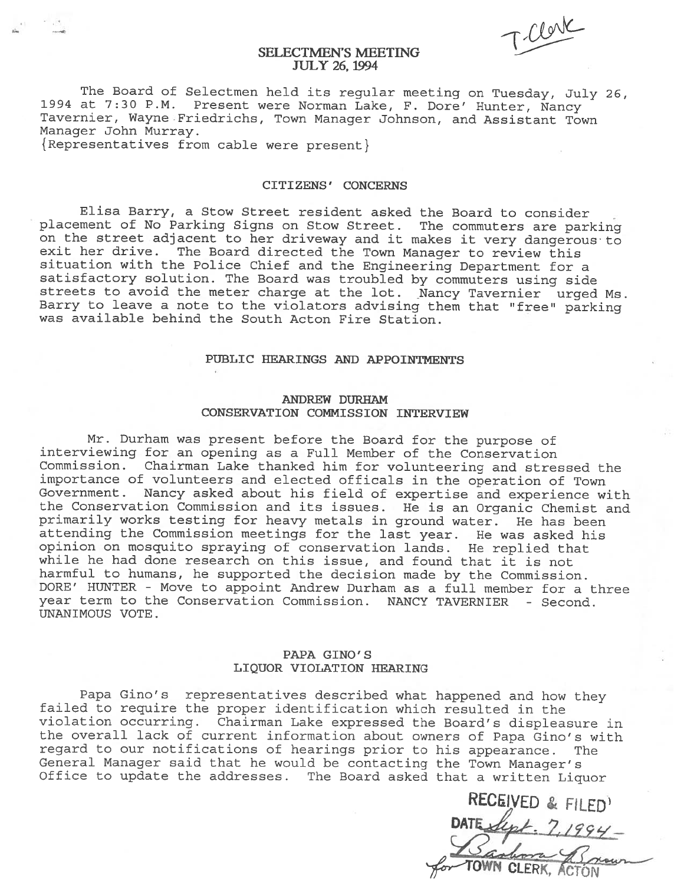T-Clerk

# SELECTMEN'S MEETING
## JULY 26, 1994

The Board of Selectmen held its regular meeting on Tuesday, July 26, 1994 at 7:30 P.M. Present were Norman Lake, F. Dore' Hunter, Nancy Tavernier, Wayne Friedrichs, Town Manager Johnson, and Assistant Town Manager John Murray.
{Representatives from cable were present}

## CITIZENS' CONCERNS

Elisa Barry, a Stow Street resident asked the Board to consider placement of No Parking Signs on Stow Street. The commuters are parking on the street adjacent to her driveway and it makes it very dangerous to exit her drive. The Board directed the Town Manager to review this situation with the Police Chief and the Engineering Department for a satisfactory solution. The Board was troubled by commuters using side streets to avoid the meter charge at the lot. Nancy Tavernier urged Ms. Barry to leave a note to the violators advising them that "free" parking was available behind the South Acton Fire Station.

## PUBLIC HEARINGS AND APPOINTMENTS

### ANDREW DURHAM
### CONSERVATION COMMISSION INTERVIEW

Mr. Durham was present before the Board for the purpose of interviewing for an opening as a Full Member of the Conservation Commission. Chairman Lake thanked him for volunteering and stressed the importance of volunteers and elected offical[s] in the operation of Town Government. Nancy asked about his field of expertise and experience with the Conservation Commission and its issues. He is an Organic Chemist and primarily works testing for heavy metals in ground water. He has been attending the Commission meetings for the last year. He was asked his opinion on mosquito spraying of conservation lands. He replied that while he had done research on this issue, and found that it is not harmful to humans, he supported the decision made by the Commission.
DORE' HUNTER - Move to appoint Andrew Durham as a full member for a three year term to the Conservation Commission. NANCY TAVERNIER - Second.
UNANIMOUS VOTE.

### PAPA GINO'S
### LIQUOR VIOLATION HEARING

Papa Gino's representatives described what happened and how they failed to require the proper identification which resulted in the violation occurring. Chairman Lake expressed the Board's displeasure in the overall lack of current information about owners of Papa Gino's with regard to our notifications of hearings prior to his appearance. The General Manager said that he would be contacting the Town Manager's Office to update the addresses. The Board asked that a written Liquor

RECEIVED & FILED
DATE Sept. 7, 1994
Barbara A. Brown
for TOWN CLERK, ACTON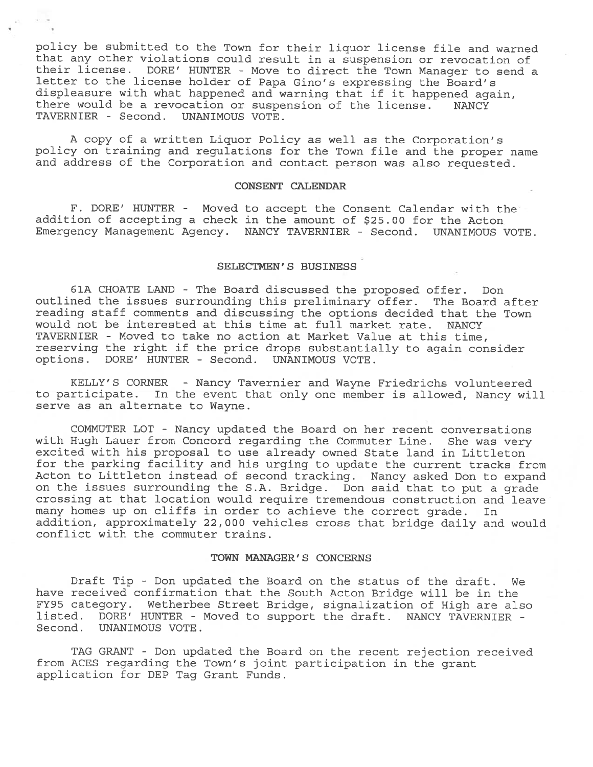policy be submitted to the Town for their liquor license file and warned that any other violations could result in a suspension or revocation of their license. DORE' HUNTER - Move to direct the Town Manager to send a letter to the license holder of Papa Gino's expressing the Board's displeasure with what happened and warning that if it happened again, there would be a revocation or suspension of the license. NANCY TAVERNIER - Second. UNANIMOUS VOTE.

A copy of a written Liquor Policy as well as the Corporation's policy on training and regulations for the Town file and the proper name and address of the Corporation and contact person was also requested.

## CONSENT CALENDAR

F. DORE' HUNTER - Moved to accept the Consent Calendar with the addition of accepting a check in the amount of $25.00 for the Acton Emergency Management Agency. NANCY TAVERNIER - Second. UNANIMOUS VOTE.

## SELECTMEN'S BUSINESS

61A CHOATE LAND - The Board discussed the proposed offer. Don outlined the issues surrounding this preliminary offer. The Board after reading staff comments and discussing the options decided that the Town would not be interested at this time at full market rate. NANCY TAVERNIER - Moved to take no action at Market Value at this time, reserving the right if the price drops substantially to again consider options. DORE' HUNTER - Second. UNANIMOUS VOTE.

KELLY'S CORNER - Nancy Tavernier and Wayne Friedrichs volunteered to participate. In the event that only one member is allowed, Nancy will serve as an alternate to Wayne.

COMMUTER LOT - Nancy updated the Board on her recent conversations with Hugh Lauer from Concord regarding the Commuter Line. She was very excited with his proposal to use already owned State land in Littleton for the parking facility and his urging to update the current tracks from Acton to Littleton instead of second tracking. Nancy asked Don to expand on the issues surrounding the S.A. Bridge. Don said that to put a grade crossing at that location would require tremendous construction and leave many homes up on cliffs in order to achieve the correct grade. In addition, approximately 22,000 vehicles cross that bridge daily and would conflict with the commuter trains.

## TOWN MANAGER'S CONCERNS

Draft Tip - Don updated the Board on the status of the draft. We have received confirmation that the South Acton Bridge will be in the FY95 category. Wetherbee Street Bridge, signalization of High are also listed. DORE' HUNTER - Moved to support the draft. NANCY TAVERNIER - Second. UNANIMOUS VOTE.

TAG GRANT - Don updated the Board on the recent rejection received from ACES regarding the Town's joint participation in the grant application for DEP Tag Grant Funds.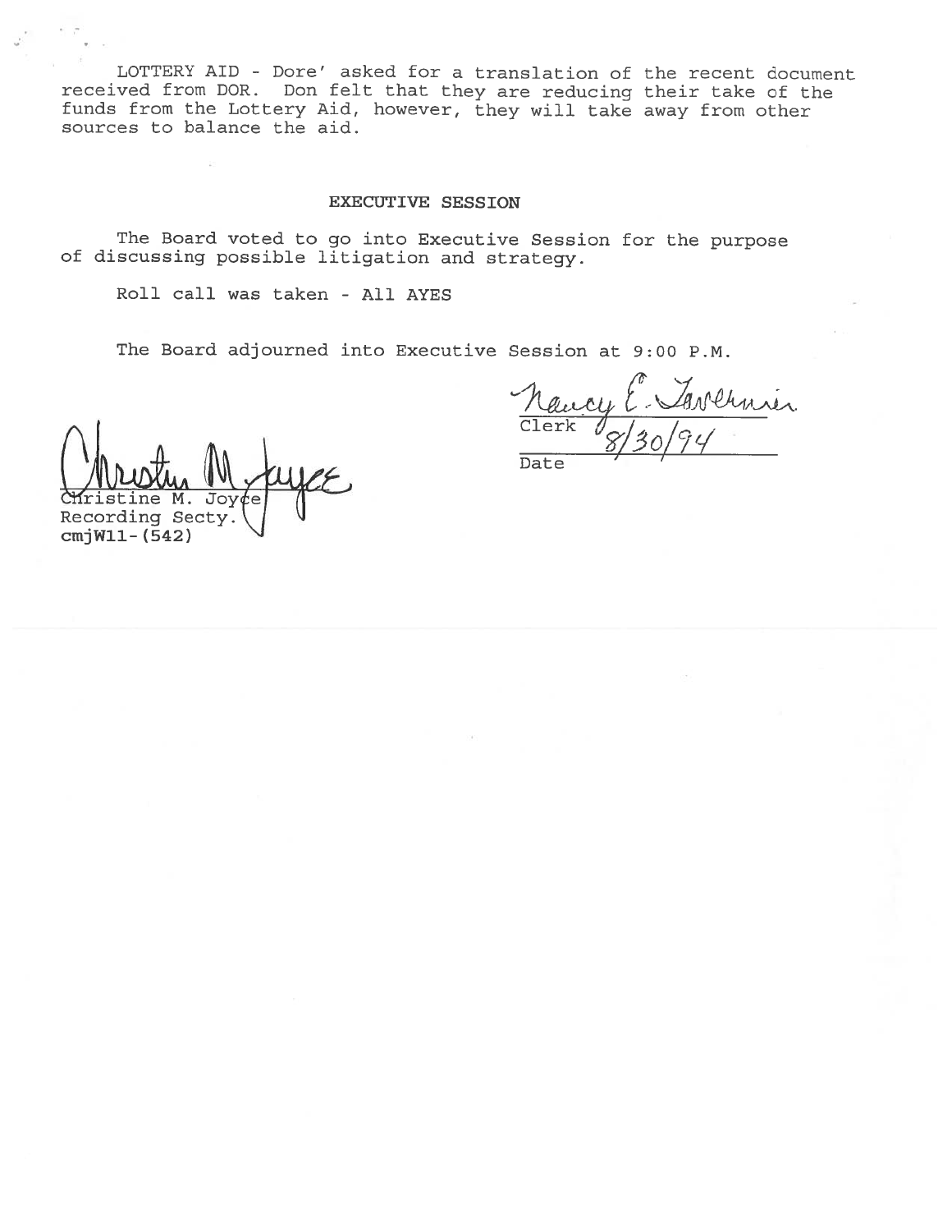LOTTERY AID - Dore' asked for a translation of the recent document received from DOR. Don felt that they are reducing their take of the funds from the Lottery Aid, however, they will take away from other sources to balance the aid.

## EXECUTIVE SESSION

The Board voted to go into Executive Session for the purpose of discussing possible litigation and strategy.

Roll call was taken - All AYES

The Board adjourned into Executive Session at 9:00 P.M.

Nancy E. Tavernier
Clerk
8/30/94
Date

Christine M. Joyce
Christine M. Joyce
Recording Secty.
cmjW11-(542)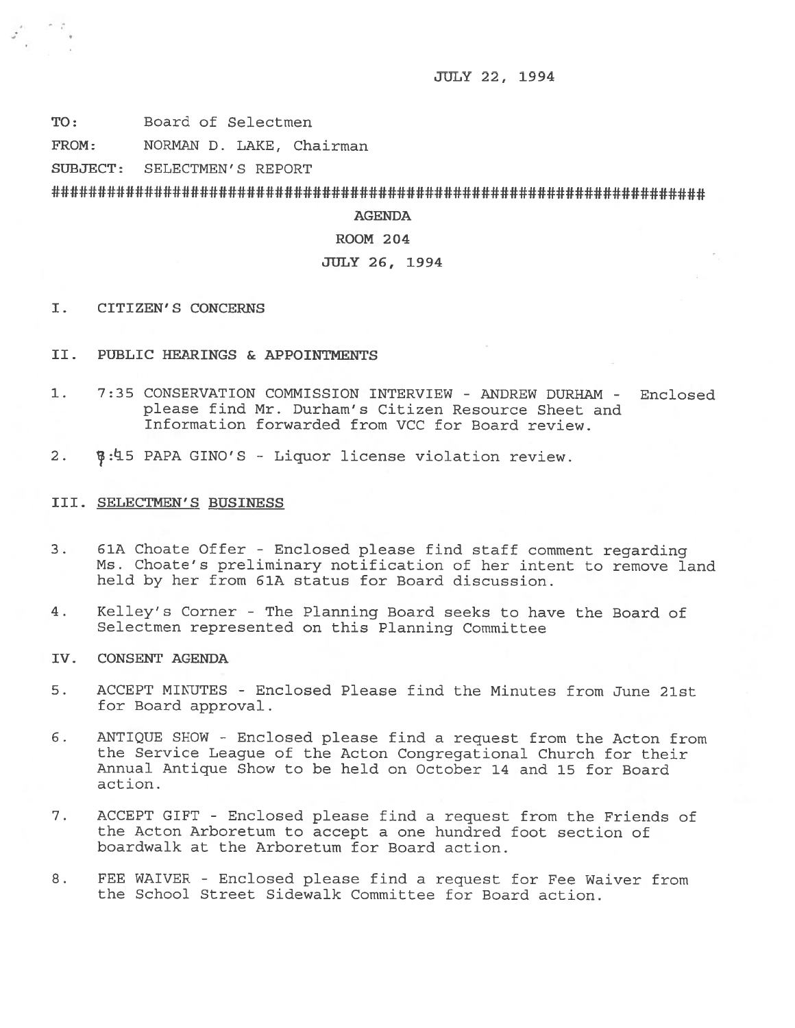JULY 22, 1994

**TO:** Board of Selectmen

**FROM:** NORMAN D. LAKE, Chairman

**SUBJECT:** SELECTMEN'S REPORT

##########################################################################

# AGENDA

## ROOM 204

## JULY 26, 1994

I. CITIZEN'S CONCERNS

II. PUBLIC HEARINGS & APPOINTMENTS

1. 7:35 CONSERVATION COMMISSION INTERVIEW - ANDREW DURHAM - Enclosed please find Mr. Durham's Citizen Resource Sheet and Information forwarded from VCC for Board review.

2. 8:45 PAPA GINO'S - Liquor license violation review.

III. <u>SELECTMEN'S BUSINESS</u>

3. 61A Choate Offer - Enclosed please find staff comment regarding Ms. Choate's preliminary notification of her intent to remove land held by her from 61A status for Board discussion.

4. Kelley's Corner - The Planning Board seeks to have the Board of Selectmen represented on this Planning Committee

IV. CONSENT AGENDA

5. ACCEPT MINUTES - Enclosed Please find the Minutes from June 21st for Board approval.

6. ANTIQUE SHOW - Enclosed please find a request from the Acton from the Service League of the Acton Congregational Church for their Annual Antique Show to be held on October 14 and 15 for Board action.

7. ACCEPT GIFT - Enclosed please find a request from the Friends of the Acton Arboretum to accept a one hundred foot section of boardwalk at the Arboretum for Board action.

8. FEE WAIVER - Enclosed please find a request for Fee Waiver from the School Street Sidewalk Committee for Board action.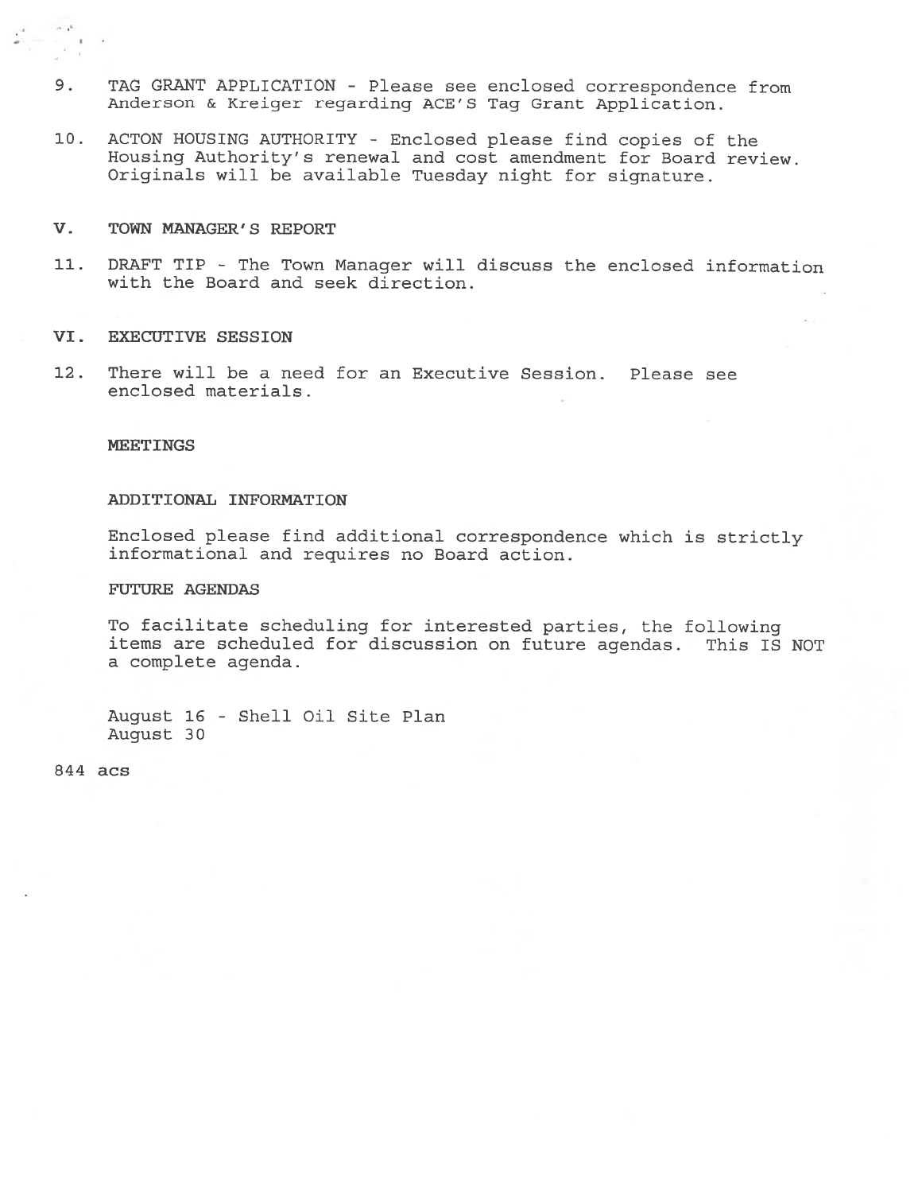9. TAG GRANT APPLICATION - Please see enclosed correspondence from Anderson & Kreiger regarding ACE'S Tag Grant Application.

10. ACTON HOUSING AUTHORITY - Enclosed please find copies of the Housing Authority's renewal and cost amendment for Board review. Originals will be available Tuesday night for signature.

## V. TOWN MANAGER'S REPORT

11. DRAFT TIP - The Town Manager will discuss the enclosed information with the Board and seek direction.

## VI. EXECUTIVE SESSION

12. There will be a need for an Executive Session. Please see enclosed materials.

### MEETINGS

### ADDITIONAL INFORMATION

Enclosed please find additional correspondence which is strictly informational and requires no Board action.

### FUTURE AGENDAS

To facilitate scheduling for interested parties, the following items are scheduled for discussion on future agendas. This IS NOT a complete agenda.

August 16 - Shell Oil Site Plan
August 30

844 acs